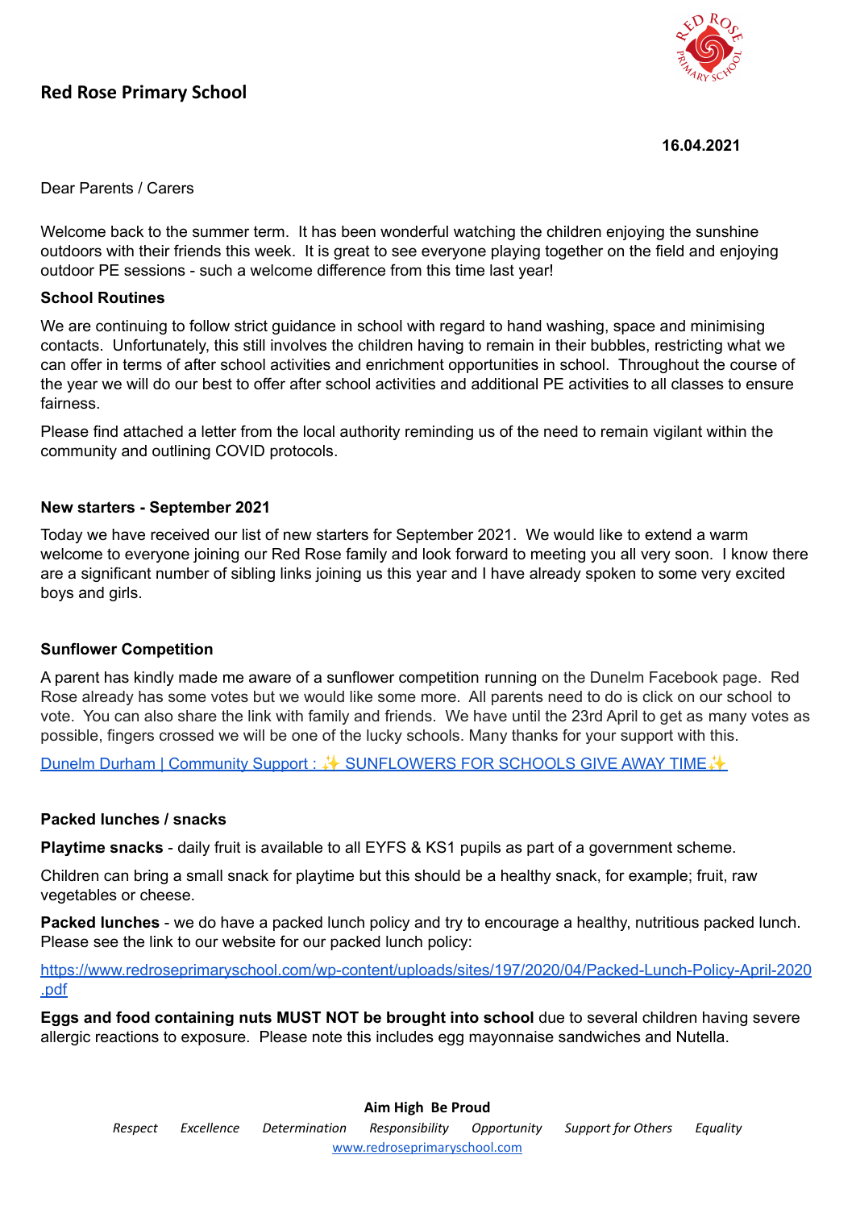## Red Rose Primary School

**16.04.2021**

Dear Parents / Carers

Welcome back to the summer term. It has been wonderful watching the children enjoying the sunshine outdoors with their friends this week. It is great to see everyone playing together on the field and enjoying outdoor PE sessions - such a welcome difference from this time last year!

**School Routines**

We are continuing to follow strict guidance in school with regard to hand washing, space and minimising contacts. Unfortunately, this still involves the children having to remain in their bubbles, restricting what we can offer in terms of after school activities and enrichment opportunities in school. Throughout the course of the year we will do our best to offer after school activities and additional PE activities to all classes to ensure fairness.

Please find attached a letter from the local authority reminding us of the need to remain vigilant within the community and outlining COVID protocols.

**New starters - September 2021**

Today we have received our list of new starters for September 2021. We would like to extend a warm welcome to everyone joining our Red Rose family and look forward to meeting you all very soon. I know there are a significant number of sibling links joining us this year and I have already spoken to some very excited boys and girls.

**Sunflower Competition**

A parent has kindly made me aware of a sunflower competition running on the Dunelm Facebook page. Red Rose already has some votes but we would like some more. All parents need to do is click on our school to vote. You can also share the link with family and friends. We have until the 23rd April to get as many votes as possible, fingers crossed we will be one of the lucky schools. Many thanks for your support with this.

Dunelm Durham | Community Support : ✨ SUNFLOWERS FOR SCHOOLS GIVE AWAY TIME✨

**Packed lunches / snacks**

**Playtime snacks** - daily fruit is available to all EYFS & KS1 pupils as part of a government scheme.

Children can bring a small snack for playtime but this should be a healthy snack, for example; fruit, raw vegetables or cheese.

**Packed lunches** - we do have a packed lunch policy and try to encourage a healthy, nutritious packed lunch. Please see the link to our website for our packed lunch policy:

https://www.redroseprimaryschool.com/wp-content/uploads/sites/197/2020/04/Packed-Lunch-Policy-April-2020.pdf

**Eggs and food containing nuts MUST NOT be brought into school** due to several children having severe allergic reactions to exposure. Please note this includes egg mayonnaise sandwiches and Nutella.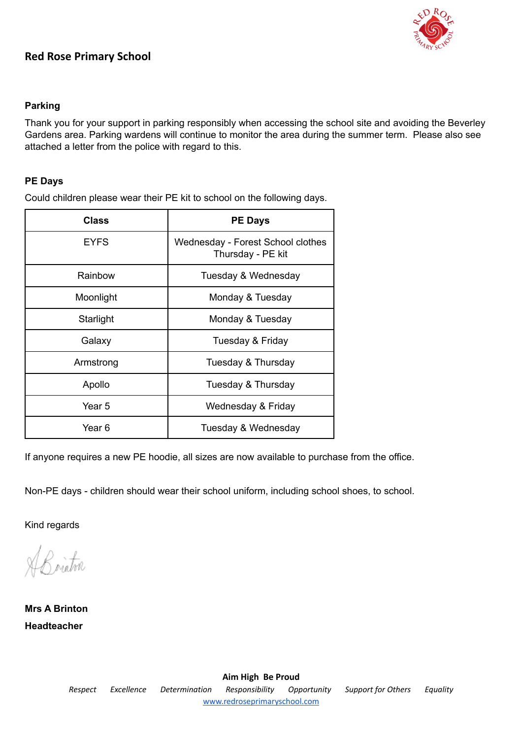## Red Rose Primary School

### Parking

Thank you for your support in parking responsibly when accessing the school site and avoiding the Beverley Gardens area. Parking wardens will continue to monitor the area during the summer term. Please also see attached a letter from the police with regard to this.

### PE Days

Could children please wear their PE kit to school on the following days.

| Class | PE Days |
|---|---|
| EYFS | Wednesday - Forest School clothes<br>Thursday - PE kit |
| Rainbow | Tuesday & Wednesday |
| Moonlight | Monday & Tuesday |
| Starlight | Monday & Tuesday |
| Galaxy | Tuesday & Friday |
| Armstrong | Tuesday & Thursday |
| Apollo | Tuesday & Thursday |
| Year 5 | Wednesday & Friday |
| Year 6 | Tuesday & Wednesday |

If anyone requires a new PE hoodie, all sizes are now available to purchase from the office.

Non-PE days - children should wear their school uniform, including school shoes, to school.

Kind regards

A Brinton

**Mrs A Brinton**

**Headteacher**

**Aim High Be Proud**

*Respect Excellence Determination Responsibility Opportunity Support for Others Equality*

www.redroseprimaryschool.com